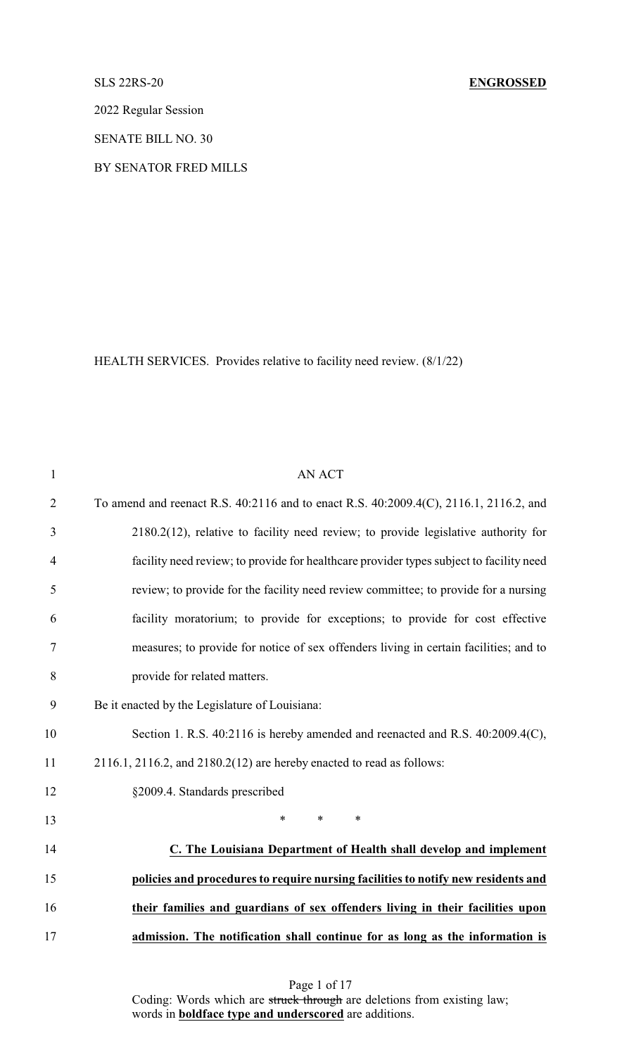SLS 22RS-20 **ENGROSSED**

2022 Regular Session

SENATE BILL NO. 30

BY SENATOR FRED MILLS

HEALTH SERVICES. Provides relative to facility need review. (8/1/22)

AN ACT

To amend and reenact R.S. 40:2116 and to enact R.S. 40:2009.4(C), 2116.1, 2116.2, and 2180.2(12), relative to facility need review; to provide legislative authority for facility need review; to provide for healthcare provider types subject to facility need review; to provide for the facility need review committee; to provide for a nursing facility moratorium; to provide for exceptions; to provide for cost effective measures; to provide for notice of sex offenders living in certain facilities; and to provide for related matters.

Be it enacted by the Legislature of Louisiana:

Section 1. R.S. 40:2116 is hereby amended and reenacted and R.S. 40:2009.4(C), 2116.1, 2116.2, and 2180.2(12) are hereby enacted to read as follows:

§2009.4. Standards prescribed

\* \* \*

**C. The Louisiana Department of Health shall develop and implement policies and procedures to require nursing facilities to notify new residents and their families and guardians of sex offenders living in their facilities upon admission. The notification shall continue for as long as the information is**

Coding: Words which are ~~struck through~~ are deletions from existing law; words in **boldface type and underscored** are additions.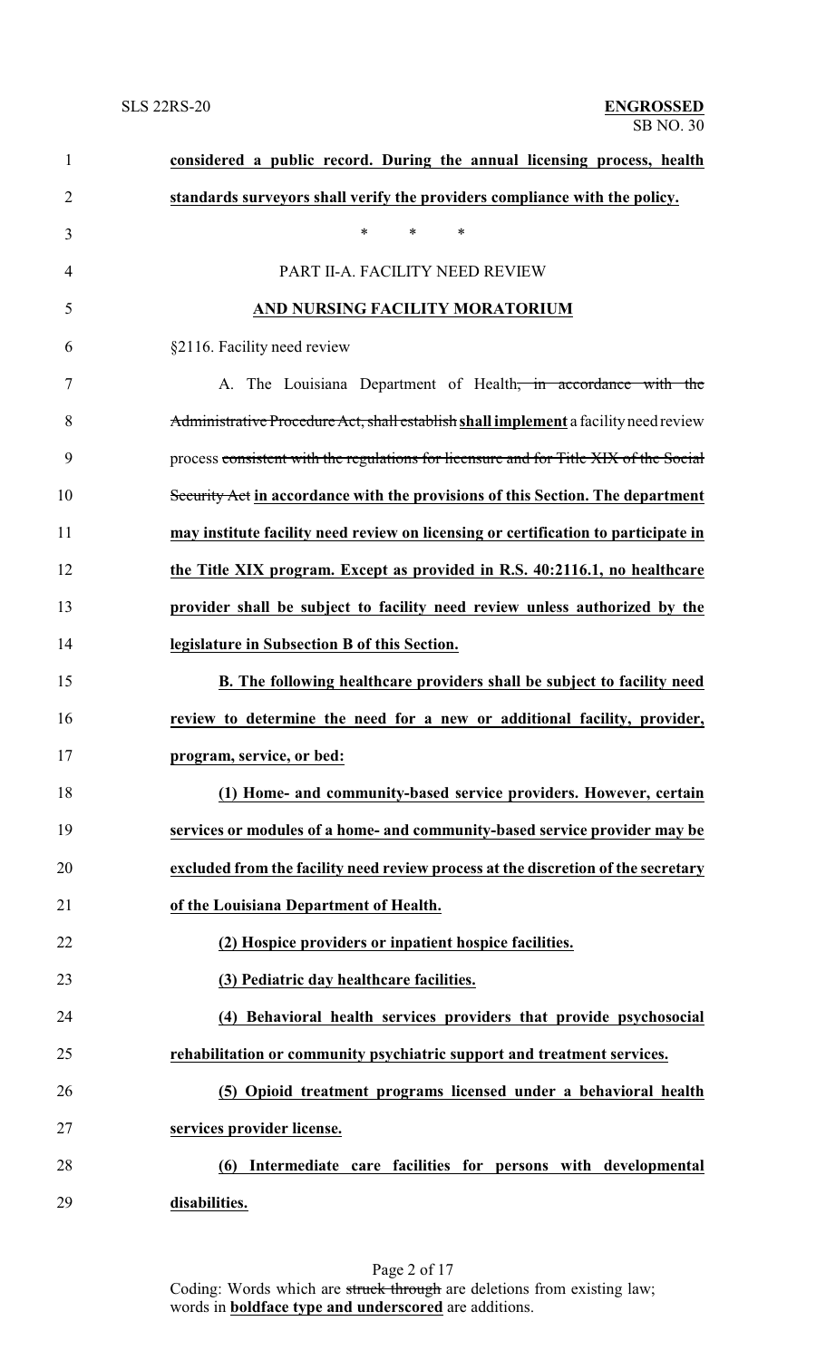**considered a public record. During the annual licensing process, health standards surveyors shall verify the providers compliance with the policy.**

\* \* \*

PART II-A. FACILITY NEED REVIEW

**AND NURSING FACILITY MORATORIUM**

§2116. Facility need review

A. The Louisiana Department of Health~~, in accordance with the Administrative Procedure Act, shall establish~~ **shall implement** a facility need review process ~~consistent with the regulations for licensure and for Title XIX of the Social Security Act~~ **in accordance with the provisions of this Section. The department may institute facility need review on licensing or certification to participate in the Title XIX program. Except as provided in R.S. 40:2116.1, no healthcare provider shall be subject to facility need review unless authorized by the legislature in Subsection B of this Section.**

**B. The following healthcare providers shall be subject to facility need review to determine the need for a new or additional facility, provider, program, service, or bed:**

**(1) Home- and community-based service providers. However, certain services or modules of a home- and community-based service provider may be excluded from the facility need review process at the discretion of the secretary of the Louisiana Department of Health.**

**(2) Hospice providers or inpatient hospice facilities.**

**(3) Pediatric day healthcare facilities.**

**(4) Behavioral health services providers that provide psychosocial rehabilitation or community psychiatric support and treatment services.**

**(5) Opioid treatment programs licensed under a behavioral health services provider license.**

**(6) Intermediate care facilities for persons with developmental disabilities.**

Coding: Words which are ~~struck through~~ are deletions from existing law; words in **boldface type and underscored** are additions.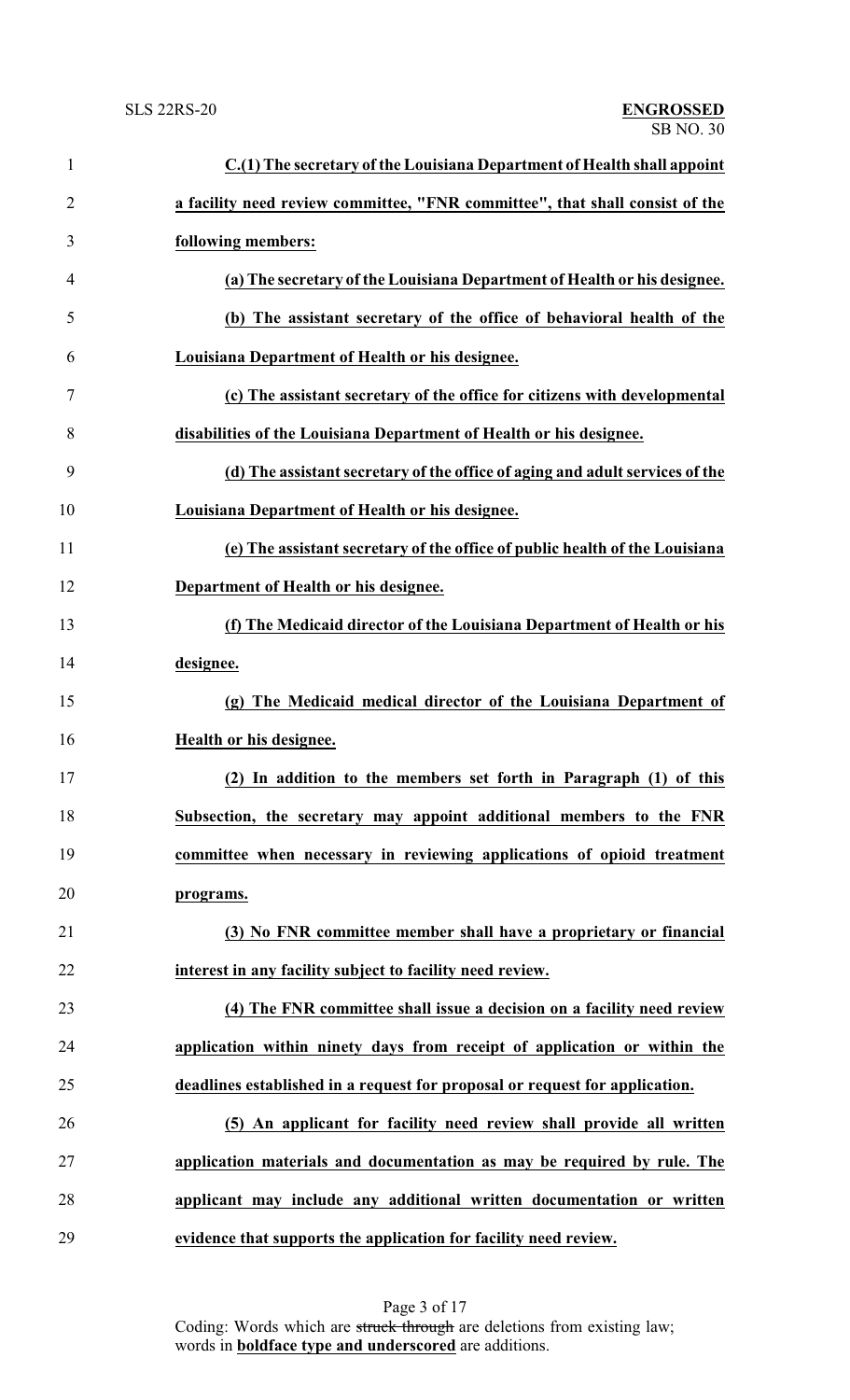**C.(1) The secretary of the Louisiana Department of Health shall appoint a facility need review committee, "FNR committee", that shall consist of the following members:**

**(a) The secretary of the Louisiana Department of Health or his designee.**

**(b) The assistant secretary of the office of behavioral health of the Louisiana Department of Health or his designee.**

**(c) The assistant secretary of the office for citizens with developmental disabilities of the Louisiana Department of Health or his designee.**

**(d) The assistant secretary of the office of aging and adult services of the Louisiana Department of Health or his designee.**

**(e) The assistant secretary of the office of public health of the Louisiana Department of Health or his designee.**

**(f) The Medicaid director of the Louisiana Department of Health or his designee.**

**(g) The Medicaid medical director of the Louisiana Department of Health or his designee.**

**(2) In addition to the members set forth in Paragraph (1) of this Subsection, the secretary may appoint additional members to the FNR committee when necessary in reviewing applications of opioid treatment programs.**

**(3) No FNR committee member shall have a proprietary or financial interest in any facility subject to facility need review.**

**(4) The FNR committee shall issue a decision on a facility need review application within ninety days from receipt of application or within the deadlines established in a request for proposal or request for application.**

**(5) An applicant for facility need review shall provide all written application materials and documentation as may be required by rule. The applicant may include any additional written documentation or written evidence that supports the application for facility need review.**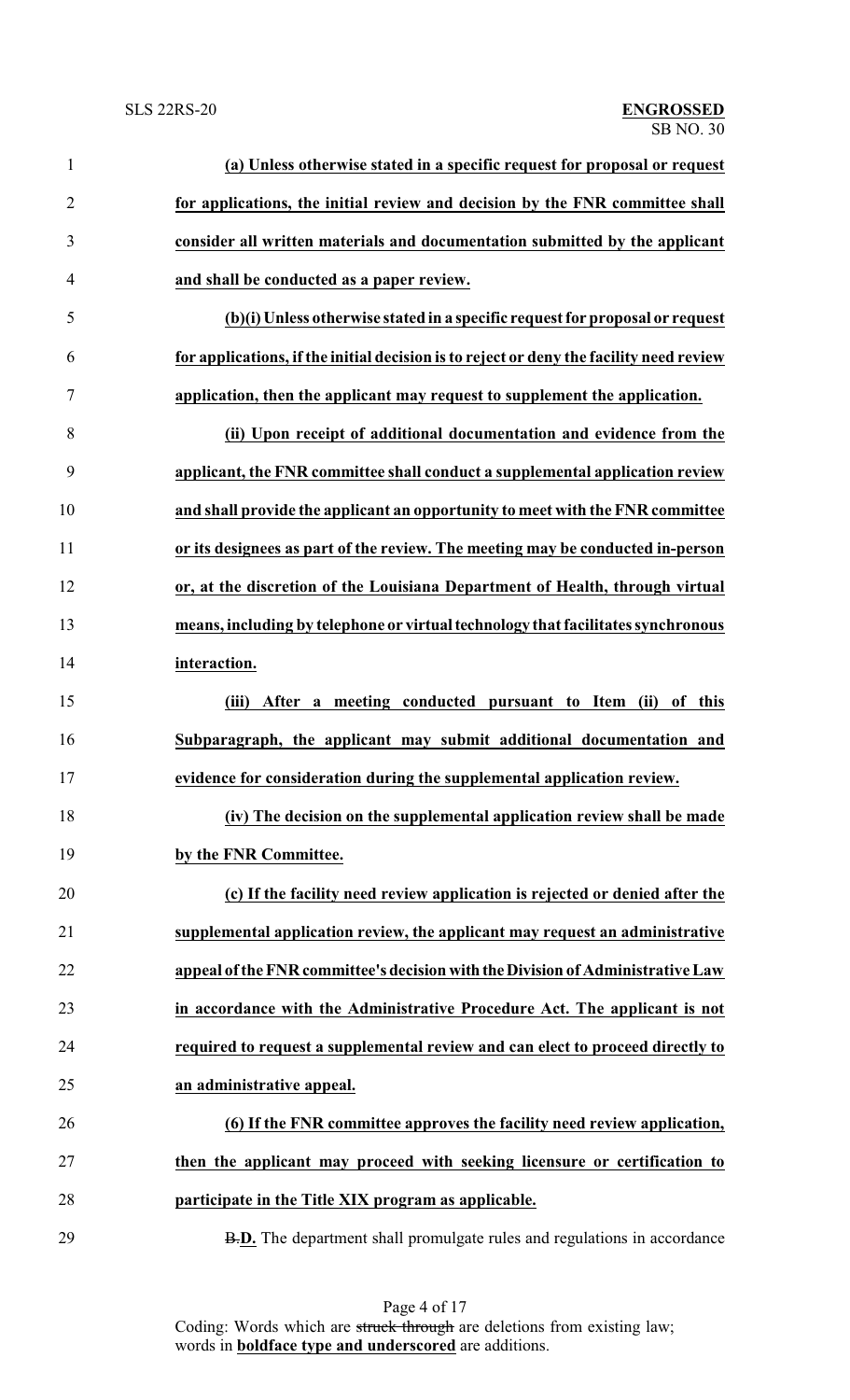**(a) Unless otherwise stated in a specific request for proposal or request for applications, the initial review and decision by the FNR committee shall consider all written materials and documentation submitted by the applicant and shall be conducted as a paper review.**

**(b)(i) Unless otherwise stated in a specific request for proposal or request for applications, if the initial decision is to reject or deny the facility need review application, then the applicant may request to supplement the application.**

**(ii) Upon receipt of additional documentation and evidence from the applicant, the FNR committee shall conduct a supplemental application review and shall provide the applicant an opportunity to meet with the FNR committee or its designees as part of the review. The meeting may be conducted in-person or, at the discretion of the Louisiana Department of Health, through virtual means, including by telephone or virtual technology that facilitates synchronous interaction.**

**(iii) After a meeting conducted pursuant to Item (ii) of this Subparagraph, the applicant may submit additional documentation and evidence for consideration during the supplemental application review.**

**(iv) The decision on the supplemental application review shall be made by the FNR Committee.**

**(c) If the facility need review application is rejected or denied after the supplemental application review, the applicant may request an administrative appeal of the FNR committee's decision with the Division of Administrative Law in accordance with the Administrative Procedure Act. The applicant is not required to request a supplemental review and can elect to proceed directly to an administrative appeal.**

**(6) If the FNR committee approves the facility need review application, then the applicant may proceed with seeking licensure or certification to participate in the Title XIX program as applicable.**

~~B.~~**D.** The department shall promulgate rules and regulations in accordance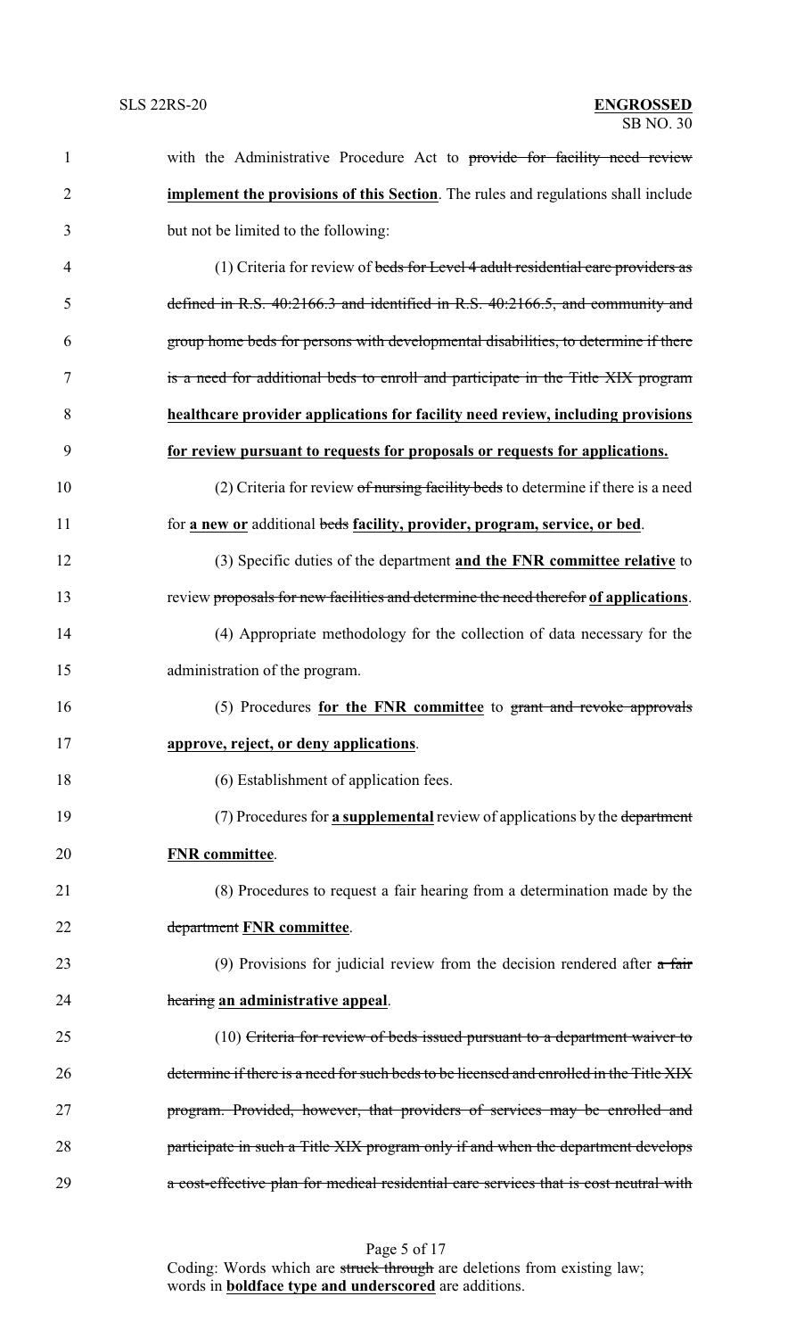with the Administrative Procedure Act to ~~provide for facility need review~~ **implement the provisions of this Section**. The rules and regulations shall include but not be limited to the following:

(1) Criteria for review of ~~beds for Level 4 adult residential care providers as defined in R.S. 40:2166.3 and identified in R.S. 40:2166.5, and community and group home beds for persons with developmental disabilities, to determine if there is a need for additional beds to enroll and participate in the Title XIX program~~ **healthcare provider applications for facility need review, including provisions for review pursuant to requests for proposals or requests for applications.**

(2) Criteria for review ~~of nursing facility beds~~ to determine if there is a need for **a new or** additional ~~beds~~ **facility, provider, program, service, or bed**.

(3) Specific duties of the department **and the FNR committee relative** to review ~~proposals for new facilities and determine the need therefor~~ **of applications**.

(4) Appropriate methodology for the collection of data necessary for the administration of the program.

(5) Procedures **for the FNR committee** to ~~grant and revoke approvals~~ **approve, reject, or deny applications**.

(6) Establishment of application fees.

(7) Procedures for **a supplemental** review of applications by the ~~department~~ **FNR committee**.

(8) Procedures to request a fair hearing from a determination made by the ~~department~~ **FNR committee**.

(9) Provisions for judicial review from the decision rendered after ~~a fair hearing~~ **an administrative appeal**.

(10) ~~Criteria for review of beds issued pursuant to a department waiver to determine if there is a need for such beds to be licensed and enrolled in the Title XIX program. Provided, however, that providers of services may be enrolled and participate in such a Title XIX program only if and when the department develops a cost-effective plan for medical residential care services that is cost neutral with~~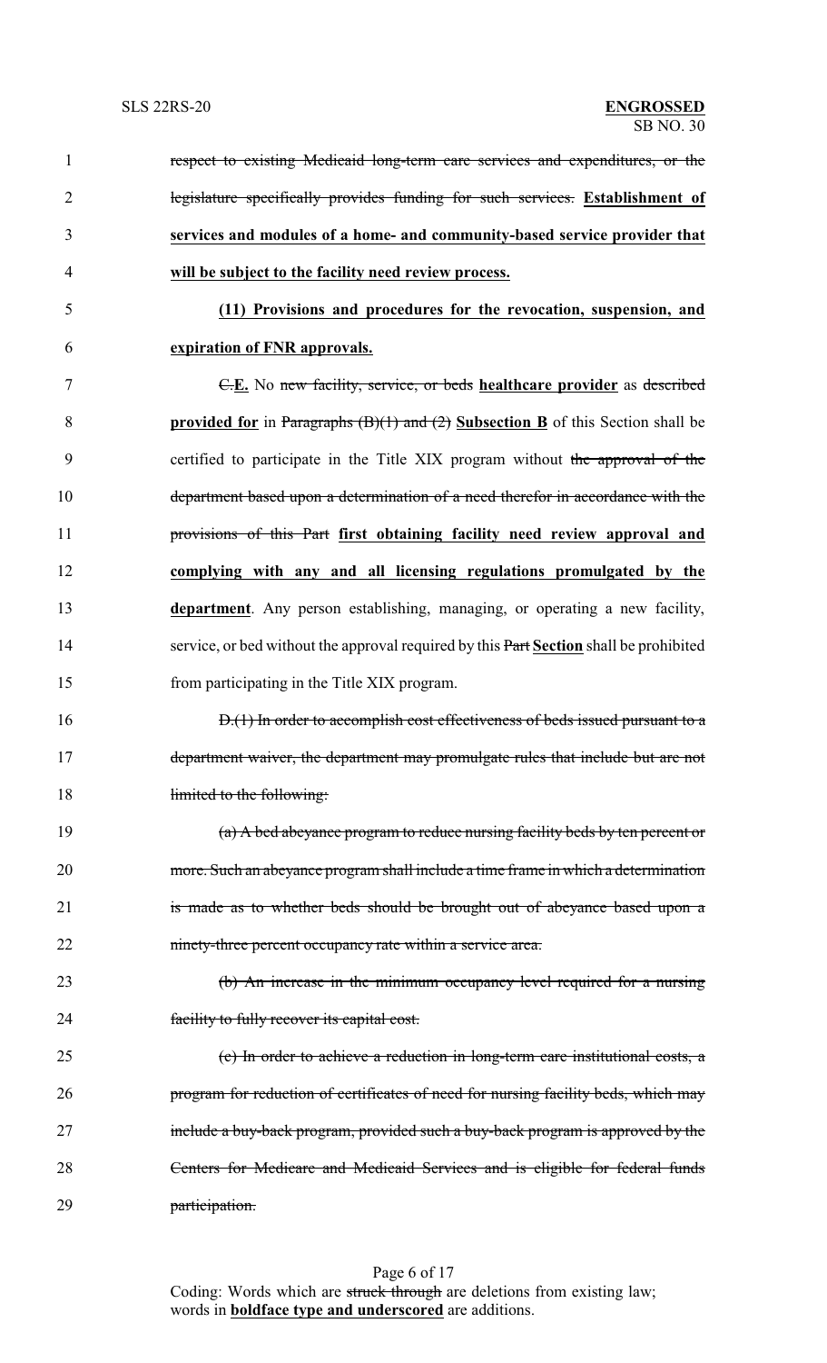~~respect to existing Medicaid long-term care services and expenditures, or the legislature specifically provides funding for such services.~~ **Establishment of services and modules of a home- and community-based service provider that will be subject to the facility need review process.**

**(11) Provisions and procedures for the revocation, suspension, and expiration of FNR approvals.**

~~C.~~**E.** No ~~new facility, service, or beds~~ **healthcare provider** as ~~described~~ **provided for** in ~~Paragraphs (B)(1) and (2)~~ **Subsection B** of this Section shall be certified to participate in the Title XIX program without ~~the approval of the department based upon a determination of a need therefor in accordance with the provisions of this Part~~ **first obtaining facility need review approval and complying with any and all licensing regulations promulgated by the department**. Any person establishing, managing, or operating a new facility, service, or bed without the approval required by this ~~Part~~ **Section** shall be prohibited from participating in the Title XIX program.

~~D.(1) In order to accomplish cost effectiveness of beds issued pursuant to a department waiver, the department may promulgate rules that include but are not limited to the following:~~

~~(a) A bed abeyance program to reduce nursing facility beds by ten percent or more. Such an abeyance program shall include a time frame in which a determination is made as to whether beds should be brought out of abeyance based upon a ninety-three percent occupancy rate within a service area.~~

~~(b) An increase in the minimum occupancy level required for a nursing facility to fully recover its capital cost.~~

~~(c) In order to achieve a reduction in long-term care institutional costs, a program for reduction of certificates of need for nursing facility beds, which may include a buy-back program, provided such a buy-back program is approved by the Centers for Medicare and Medicaid Services and is eligible for federal funds participation.~~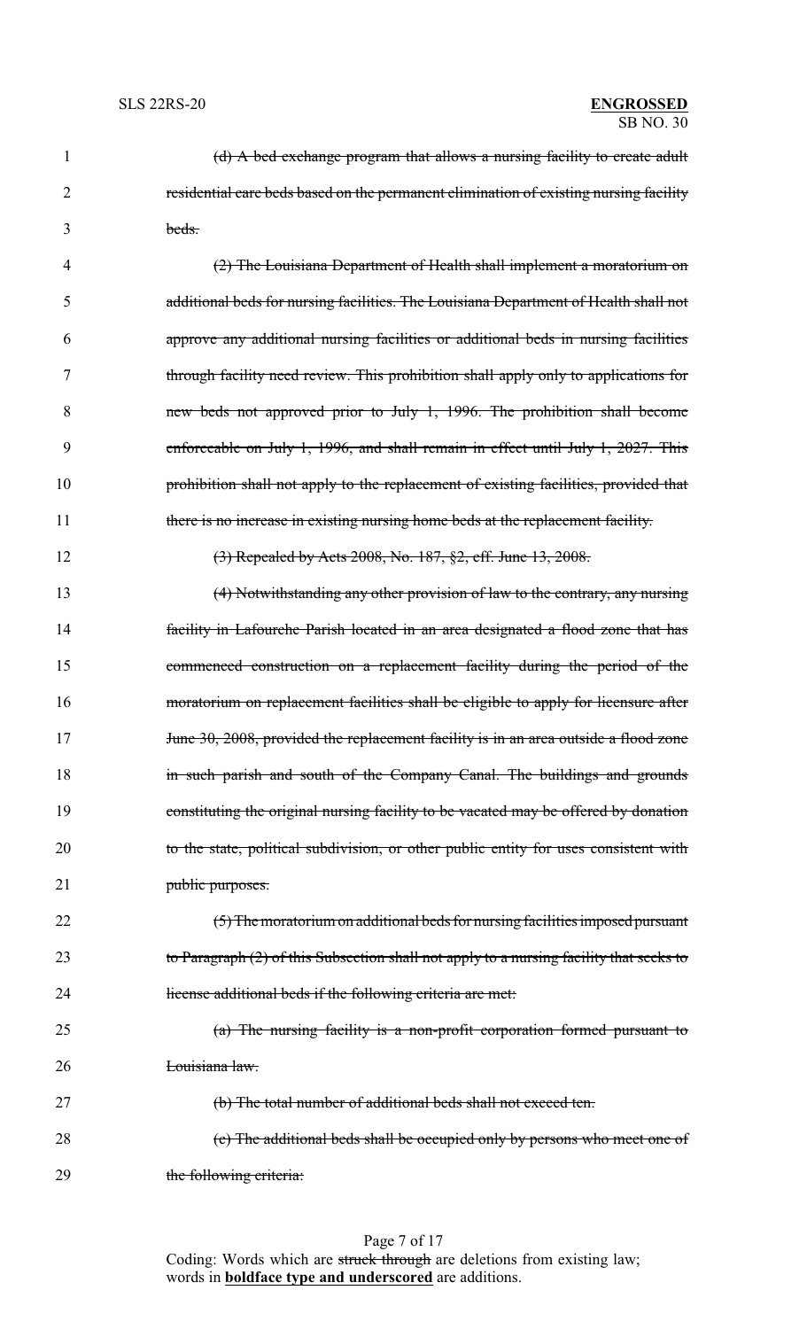~~(d) A bed exchange program that allows a nursing facility to create adult residential care beds based on the permanent elimination of existing nursing facility beds.~~

~~(2) The Louisiana Department of Health shall implement a moratorium on additional beds for nursing facilities. The Louisiana Department of Health shall not approve any additional nursing facilities or additional beds in nursing facilities through facility need review. This prohibition shall apply only to applications for new beds not approved prior to July 1, 1996. The prohibition shall become enforceable on July 1, 1996, and shall remain in effect until July 1, 2027. This prohibition shall not apply to the replacement of existing facilities, provided that there is no increase in existing nursing home beds at the replacement facility.~~

~~(3) Repealed by Acts 2008, No. 187, §2, eff. June 13, 2008.~~

~~(4) Notwithstanding any other provision of law to the contrary, any nursing facility in Lafourche Parish located in an area designated a flood zone that has commenced construction on a replacement facility during the period of the moratorium on replacement facilities shall be eligible to apply for licensure after June 30, 2008, provided the replacement facility is in an area outside a flood zone in such parish and south of the Company Canal. The buildings and grounds constituting the original nursing facility to be vacated may be offered by donation to the state, political subdivision, or other public entity for uses consistent with public purposes.~~

~~(5) The moratorium on additional beds for nursing facilities imposed pursuant to Paragraph (2) of this Subsection shall not apply to a nursing facility that seeks to license additional beds if the following criteria are met:~~

~~(a) The nursing facility is a non-profit corporation formed pursuant to Louisiana law.~~

~~(b) The total number of additional beds shall not exceed ten.~~

~~(c) The additional beds shall be occupied only by persons who meet one of the following criteria:~~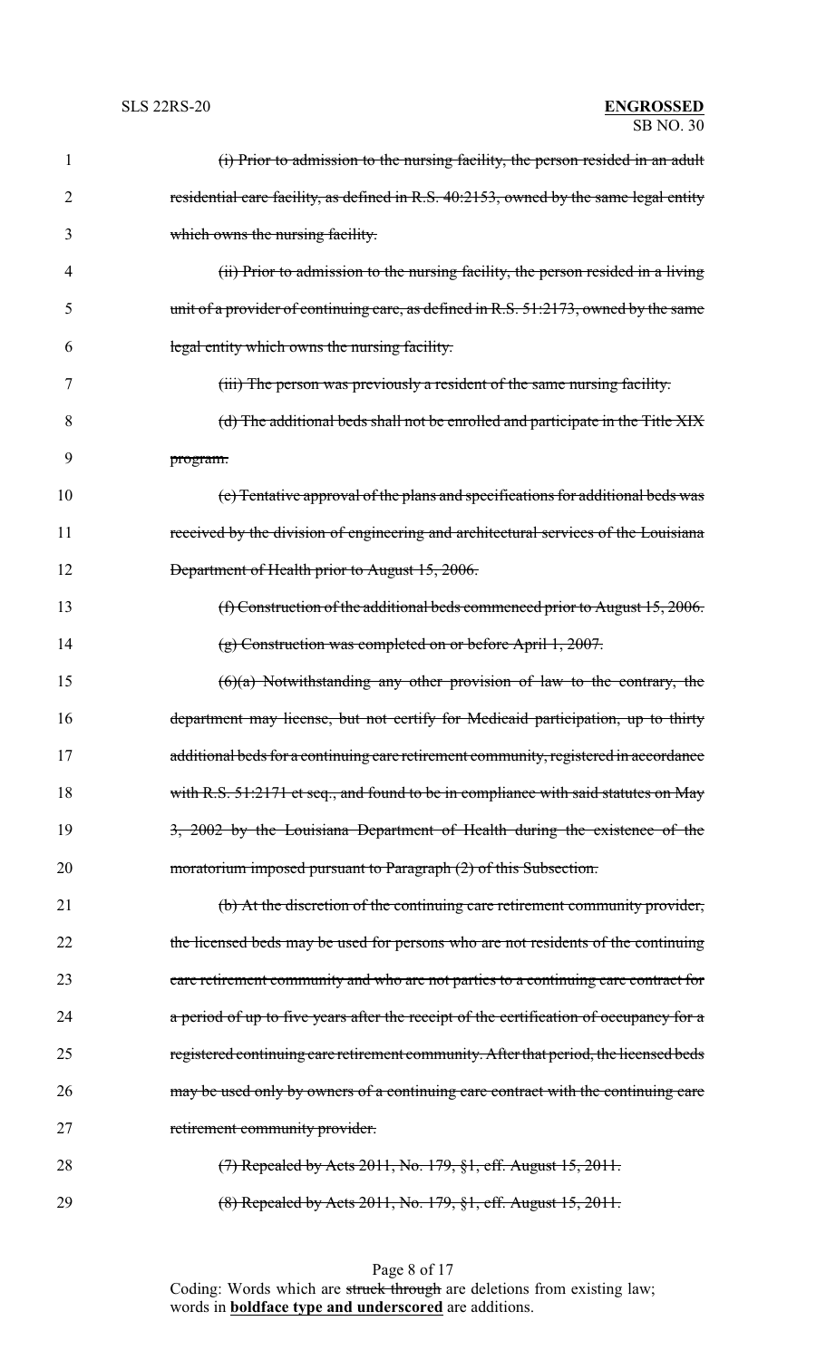~~(i) Prior to admission to the nursing facility, the person resided in an adult residential care facility, as defined in R.S. 40:2153, owned by the same legal entity which owns the nursing facility.~~

~~(ii) Prior to admission to the nursing facility, the person resided in a living unit of a provider of continuing care, as defined in R.S. 51:2173, owned by the same legal entity which owns the nursing facility.~~

~~(iii) The person was previously a resident of the same nursing facility.~~

~~(d) The additional beds shall not be enrolled and participate in the Title XIX program.~~

~~(e) Tentative approval of the plans and specifications for additional beds was received by the division of engineering and architectural services of the Louisiana Department of Health prior to August 15, 2006.~~

~~(f) Construction of the additional beds commenced prior to August 15, 2006.~~

~~(g) Construction was completed on or before April 1, 2007.~~

~~(6)(a) Notwithstanding any other provision of law to the contrary, the department may license, but not certify for Medicaid participation, up to thirty additional beds for a continuing care retirement community, registered in accordance with R.S. 51:2171 et seq., and found to be in compliance with said statutes on May 3, 2002 by the Louisiana Department of Health during the existence of the moratorium imposed pursuant to Paragraph (2) of this Subsection.~~

~~(b) At the discretion of the continuing care retirement community provider, the licensed beds may be used for persons who are not residents of the continuing care retirement community and who are not parties to a continuing care contract for a period of up to five years after the receipt of the certification of occupancy for a registered continuing care retirement community. After that period, the licensed beds may be used only by owners of a continuing care contract with the continuing care retirement community provider.~~

~~(7) Repealed by Acts 2011, No. 179, §1, eff. August 15, 2011.~~

~~(8) Repealed by Acts 2011, No. 179, §1, eff. August 15, 2011.~~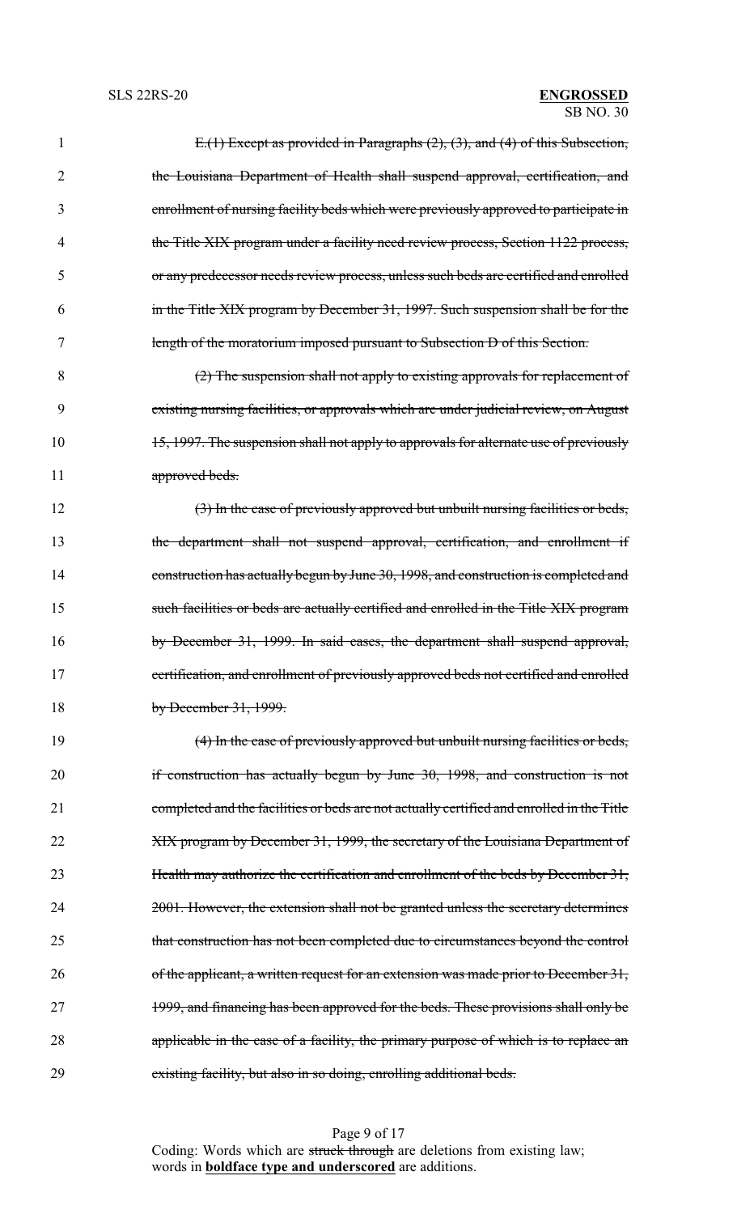~~E.(1) Except as provided in Paragraphs (2), (3), and (4) of this Subsection, the Louisiana Department of Health shall suspend approval, certification, and enrollment of nursing facility beds which were previously approved to participate in the Title XIX program under a facility need review process, Section 1122 process, or any predecessor needs review process, unless such beds are certified and enrolled in the Title XIX program by December 31, 1997. Such suspension shall be for the length of the moratorium imposed pursuant to Subsection D of this Section.~~

~~(2) The suspension shall not apply to existing approvals for replacement of existing nursing facilities, or approvals which are under judicial review, on August 15, 1997. The suspension shall not apply to approvals for alternate use of previously approved beds.~~

~~(3) In the case of previously approved but unbuilt nursing facilities or beds, the department shall not suspend approval, certification, and enrollment if construction has actually begun by June 30, 1998, and construction is completed and such facilities or beds are actually certified and enrolled in the Title XIX program by December 31, 1999. In said cases, the department shall suspend approval, certification, and enrollment of previously approved beds not certified and enrolled by December 31, 1999.~~

~~(4) In the case of previously approved but unbuilt nursing facilities or beds, if construction has actually begun by June 30, 1998, and construction is not completed and the facilities or beds are not actually certified and enrolled in the Title XIX program by December 31, 1999, the secretary of the Louisiana Department of Health may authorize the certification and enrollment of the beds by December 31, 2001. However, the extension shall not be granted unless the secretary determines that construction has not been completed due to circumstances beyond the control of the applicant, a written request for an extension was made prior to December 31, 1999, and financing has been approved for the beds. These provisions shall only be applicable in the case of a facility, the primary purpose of which is to replace an existing facility, but also in so doing, enrolling additional beds.~~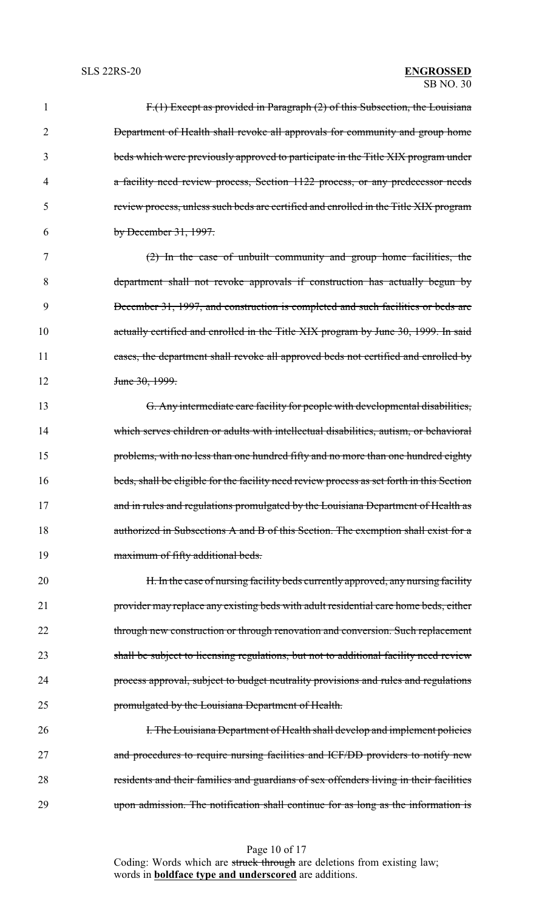~~F.(1) Except as provided in Paragraph (2) of this Subsection, the Louisiana Department of Health shall revoke all approvals for community and group home beds which were previously approved to participate in the Title XIX program under a facility need review process, Section 1122 process, or any predecessor needs review process, unless such beds are certified and enrolled in the Title XIX program by December 31, 1997.~~

~~(2) In the case of unbuilt community and group home facilities, the department shall not revoke approvals if construction has actually begun by December 31, 1997, and construction is completed and such facilities or beds are actually certified and enrolled in the Title XIX program by June 30, 1999. In said cases, the department shall revoke all approved beds not certified and enrolled by June 30, 1999.~~

~~G. Any intermediate care facility for people with developmental disabilities, which serves children or adults with intellectual disabilities, autism, or behavioral problems, with no less than one hundred fifty and no more than one hundred eighty beds, shall be eligible for the facility need review process as set forth in this Section and in rules and regulations promulgated by the Louisiana Department of Health as authorized in Subsections A and B of this Section. The exemption shall exist for a maximum of fifty additional beds.~~

~~H. In the case of nursing facility beds currently approved, any nursing facility provider may replace any existing beds with adult residential care home beds, either through new construction or through renovation and conversion. Such replacement shall be subject to licensing regulations, but not to additional facility need review process approval, subject to budget neutrality provisions and rules and regulations promulgated by the Louisiana Department of Health.~~

~~I. The Louisiana Department of Health shall develop and implement policies and procedures to require nursing facilities and ICF/DD providers to notify new residents and their families and guardians of sex offenders living in their facilities upon admission. The notification shall continue for as long as the information is~~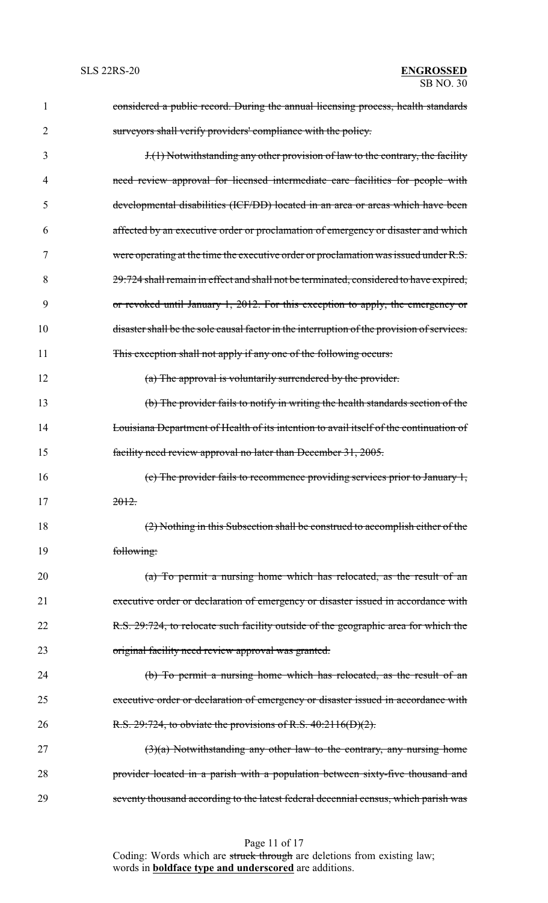~~considered a public record. During the annual licensing process, health standards surveyors shall verify providers' compliance with the policy.~~

~~J.(1) Notwithstanding any other provision of law to the contrary, the facility need review approval for licensed intermediate care facilities for people with developmental disabilities (ICF/DD) located in an area or areas which have been affected by an executive order or proclamation of emergency or disaster and which were operating at the time the executive order or proclamation was issued under R.S. 29:724 shall remain in effect and shall not be terminated, considered to have expired, or revoked until January 1, 2012. For this exception to apply, the emergency or disaster shall be the sole causal factor in the interruption of the provision of services. This exception shall not apply if any one of the following occurs:~~

~~(a) The approval is voluntarily surrendered by the provider.~~

~~(b) The provider fails to notify in writing the health standards section of the Louisiana Department of Health of its intention to avail itself of the continuation of facility need review approval no later than December 31, 2005.~~

~~(c) The provider fails to recommence providing services prior to January 1, 2012.~~

~~(2) Nothing in this Subsection shall be construed to accomplish either of the following:~~

~~(a) To permit a nursing home which has relocated, as the result of an executive order or declaration of emergency or disaster issued in accordance with R.S. 29:724, to relocate such facility outside of the geographic area for which the original facility need review approval was granted.~~

~~(b) To permit a nursing home which has relocated, as the result of an executive order or declaration of emergency or disaster issued in accordance with R.S. 29:724, to obviate the provisions of R.S. 40:2116(D)(2).~~

~~(3)(a) Notwithstanding any other law to the contrary, any nursing home provider located in a parish with a population between sixty-five thousand and seventy thousand according to the latest federal decennial census, which parish was~~

Coding: Words which are ~~struck through~~ are deletions from existing law; words in **underscored boldface type** are additions.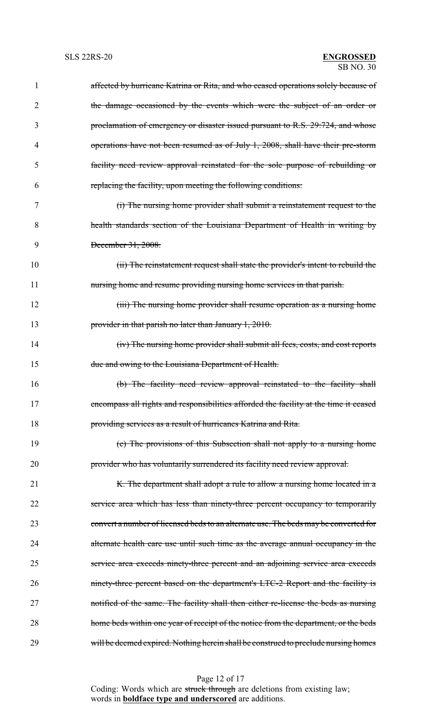1 ~~affected by hurricane Katrina or Rita, and who ceased operations solely because of~~
2 ~~the damage occasioned by the events which were the subject of an order or~~
3 ~~proclamation of emergency or disaster issued pursuant to R.S. 29:724, and whose~~
4 ~~operations have not been resumed as of July 1, 2008, shall have their pre-storm~~
5 ~~facility need review approval reinstated for the sole purpose of rebuilding or~~
6 ~~replacing the facility, upon meeting the following conditions:~~

7 ~~(i) The nursing home provider shall submit a reinstatement request to the~~
8 ~~health standards section of the Louisiana Department of Health in writing by~~
9 ~~December 31, 2008.~~

10 ~~(ii) The reinstatement request shall state the provider's intent to rebuild the~~
11 ~~nursing home and resume providing nursing home services in that parish.~~

12 ~~(iii) The nursing home provider shall resume operation as a nursing home~~
13 ~~provider in that parish no later than January 1, 2010.~~

14 ~~(iv) The nursing home provider shall submit all fees, costs, and cost reports~~
15 ~~due and owing to the Louisiana Department of Health.~~

16 ~~(b) The facility need review approval reinstated to the facility shall~~
17 ~~encompass all rights and responsibilities afforded the facility at the time it ceased~~
18 ~~providing services as a result of hurricanes Katrina and Rita.~~

19 ~~(c) The provisions of this Subsection shall not apply to a nursing home~~
20 ~~provider who has voluntarily surrendered its facility need review approval.~~

21 ~~K. The department shall adopt a rule to allow a nursing home located in a~~
22 ~~service area which has less than ninety-three percent occupancy to temporarily~~
23 ~~convert a number of licensed beds to an alternate use. The beds may be converted for~~
24 ~~alternate health care use until such time as the average annual occupancy in the~~
25 ~~service area exceeds ninety-three percent and an adjoining service area exceeds~~
26 ~~ninety-three percent based on the department's LTC-2 Report and the facility is~~
27 ~~notified of the same. The facility shall then either re-license the beds as nursing~~
28 ~~home beds within one year of receipt of the notice from the department, or the beds~~
29 ~~will be deemed expired. Nothing herein shall be construed to preclude nursing homes~~

Coding: Words which are ~~struck through~~ are deletions from existing law; words in **boldface type and underscored** are additions.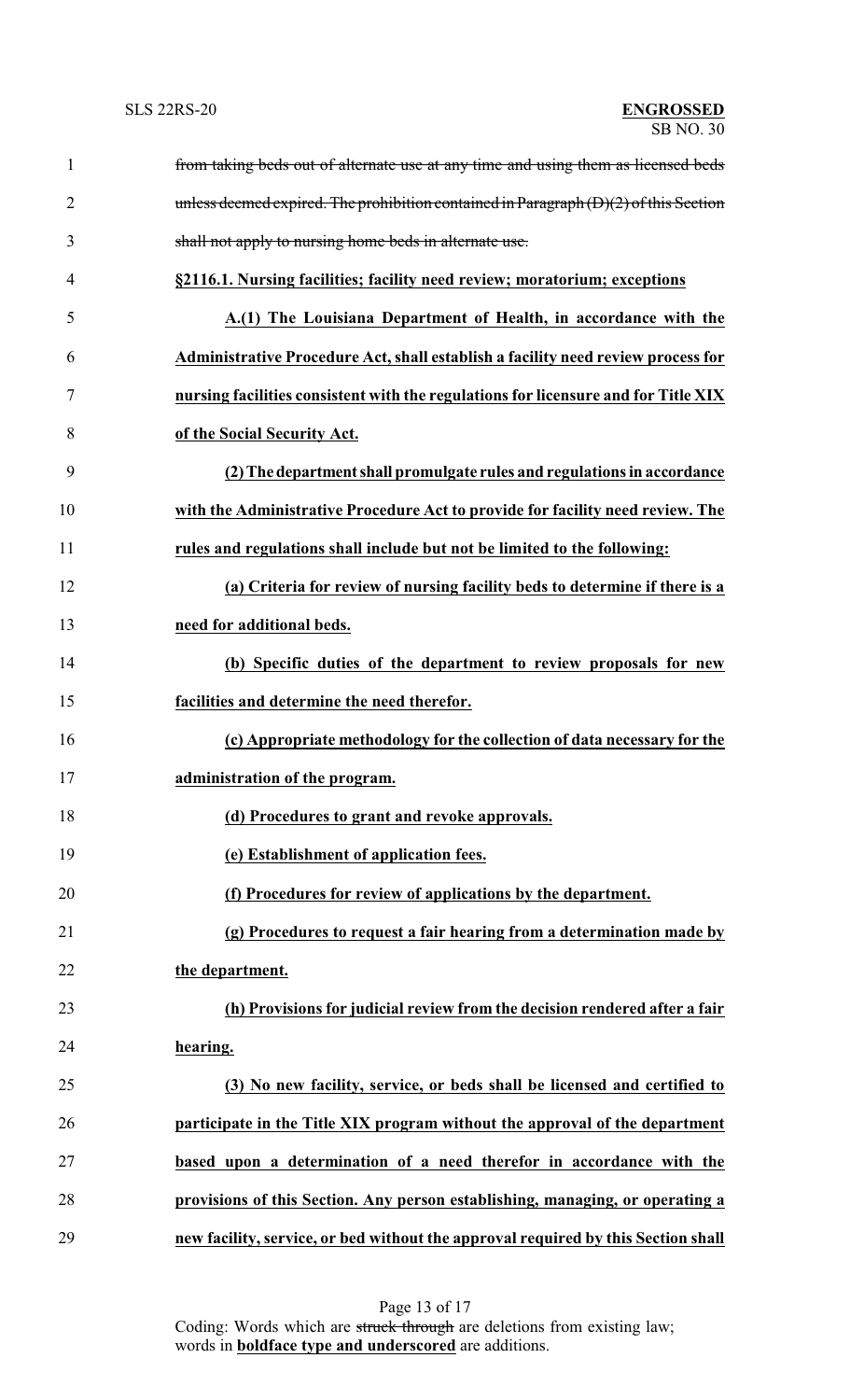~~from taking beds out of alternate use at any time and using them as licensed beds unless deemed expired. The prohibition contained in Paragraph (D)(2) of this Section shall not apply to nursing home beds in alternate use.~~

**§2116.1. Nursing facilities; facility need review; moratorium; exceptions**

**A.(1) The Louisiana Department of Health, in accordance with the Administrative Procedure Act, shall establish a facility need review process for nursing facilities consistent with the regulations for licensure and for Title XIX of the Social Security Act.**

**(2) The department shall promulgate rules and regulations in accordance with the Administrative Procedure Act to provide for facility need review. The rules and regulations shall include but not be limited to the following:**

**(a) Criteria for review of nursing facility beds to determine if there is a need for additional beds.**

**(b) Specific duties of the department to review proposals for new facilities and determine the need therefor.**

**(c) Appropriate methodology for the collection of data necessary for the administration of the program.**

**(d) Procedures to grant and revoke approvals.**

**(e) Establishment of application fees.**

**(f) Procedures for review of applications by the department.**

**(g) Procedures to request a fair hearing from a determination made by the department.**

**(h) Provisions for judicial review from the decision rendered after a fair hearing.**

**(3) No new facility, service, or beds shall be licensed and certified to participate in the Title XIX program without the approval of the department based upon a determination of a need therefor in accordance with the provisions of this Section. Any person establishing, managing, or operating a new facility, service, or bed without the approval required by this Section shall**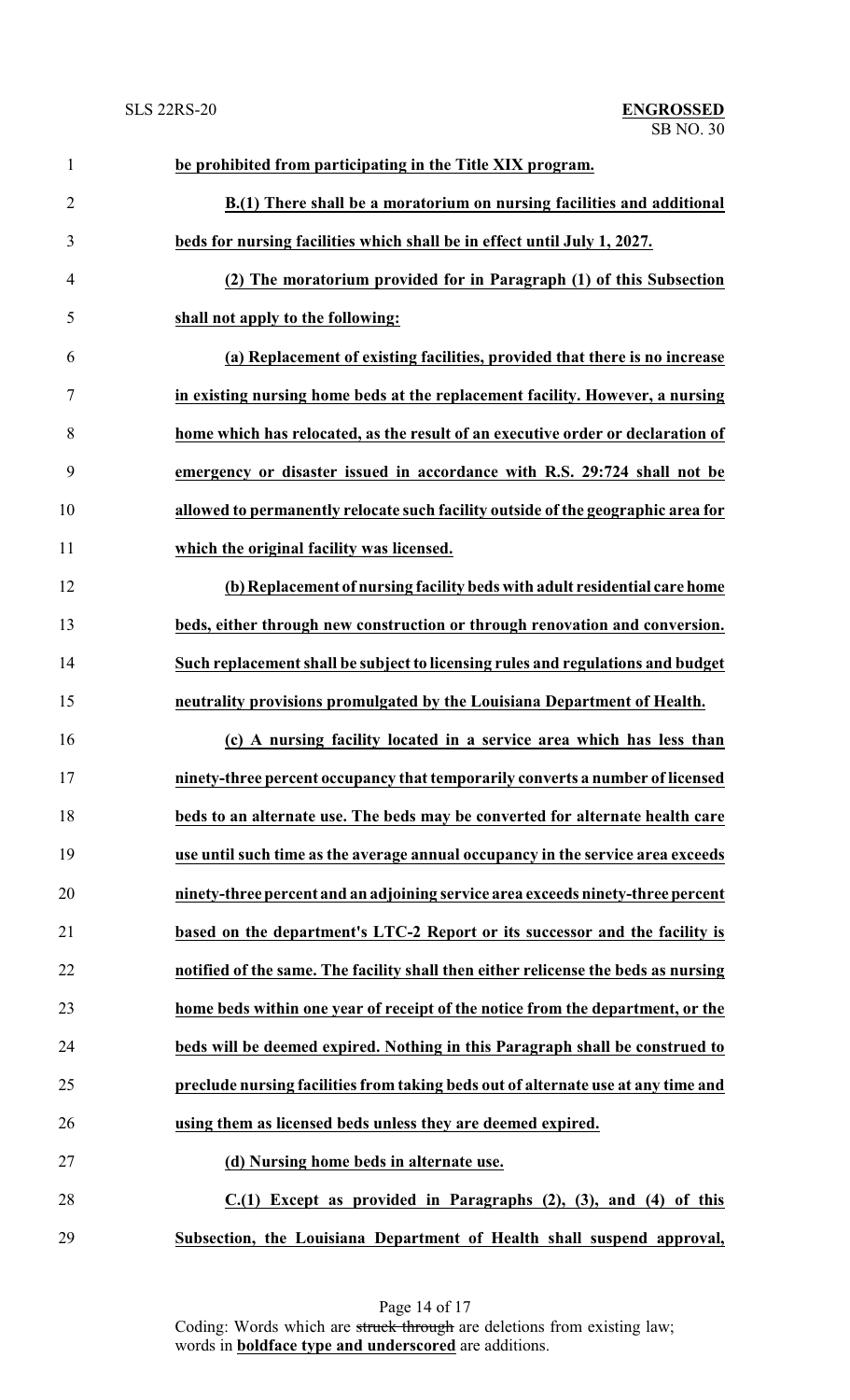**be prohibited from participating in the Title XIX program.**

**B.(1) There shall be a moratorium on nursing facilities and additional beds for nursing facilities which shall be in effect until July 1, 2027.**

**(2) The moratorium provided for in Paragraph (1) of this Subsection shall not apply to the following:**

**(a) Replacement of existing facilities, provided that there is no increase in existing nursing home beds at the replacement facility. However, a nursing home which has relocated, as the result of an executive order or declaration of emergency or disaster issued in accordance with R.S. 29:724 shall not be allowed to permanently relocate such facility outside of the geographic area for which the original facility was licensed.**

**(b) Replacement of nursing facility beds with adult residential care home beds, either through new construction or through renovation and conversion. Such replacement shall be subject to licensing rules and regulations and budget neutrality provisions promulgated by the Louisiana Department of Health.**

**(c) A nursing facility located in a service area which has less than ninety-three percent occupancy that temporarily converts a number of licensed beds to an alternate use. The beds may be converted for alternate health care use until such time as the average annual occupancy in the service area exceeds ninety-three percent and an adjoining service area exceeds ninety-three percent based on the department's LTC-2 Report or its successor and the facility is notified of the same. The facility shall then either relicense the beds as nursing home beds within one year of receipt of the notice from the department, or the beds will be deemed expired. Nothing in this Paragraph shall be construed to preclude nursing facilities from taking beds out of alternate use at any time and using them as licensed beds unless they are deemed expired.**

**(d) Nursing home beds in alternate use.**

**C.(1) Except as provided in Paragraphs (2), (3), and (4) of this Subsection, the Louisiana Department of Health shall suspend approval,**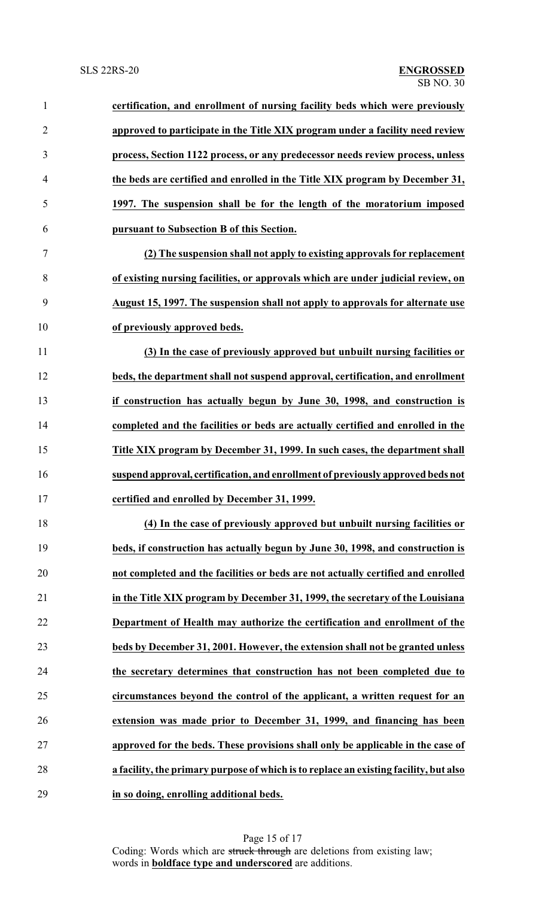**certification, and enrollment of nursing facility beds which were previously approved to participate in the Title XIX program under a facility need review process, Section 1122 process, or any predecessor needs review process, unless the beds are certified and enrolled in the Title XIX program by December 31, 1997. The suspension shall be for the length of the moratorium imposed pursuant to Subsection B of this Section.**

**(2) The suspension shall not apply to existing approvals for replacement of existing nursing facilities, or approvals which are under judicial review, on August 15, 1997. The suspension shall not apply to approvals for alternate use of previously approved beds.**

**(3) In the case of previously approved but unbuilt nursing facilities or beds, the department shall not suspend approval, certification, and enrollment if construction has actually begun by June 30, 1998, and construction is completed and the facilities or beds are actually certified and enrolled in the Title XIX program by December 31, 1999. In such cases, the department shall suspend approval, certification, and enrollment of previously approved beds not certified and enrolled by December 31, 1999.**

**(4) In the case of previously approved but unbuilt nursing facilities or beds, if construction has actually begun by June 30, 1998, and construction is not completed and the facilities or beds are not actually certified and enrolled in the Title XIX program by December 31, 1999, the secretary of the Louisiana Department of Health may authorize the certification and enrollment of the beds by December 31, 2001. However, the extension shall not be granted unless the secretary determines that construction has not been completed due to circumstances beyond the control of the applicant, a written request for an extension was made prior to December 31, 1999, and financing has been approved for the beds. These provisions shall only be applicable in the case of a facility, the primary purpose of which is to replace an existing facility, but also in so doing, enrolling additional beds.**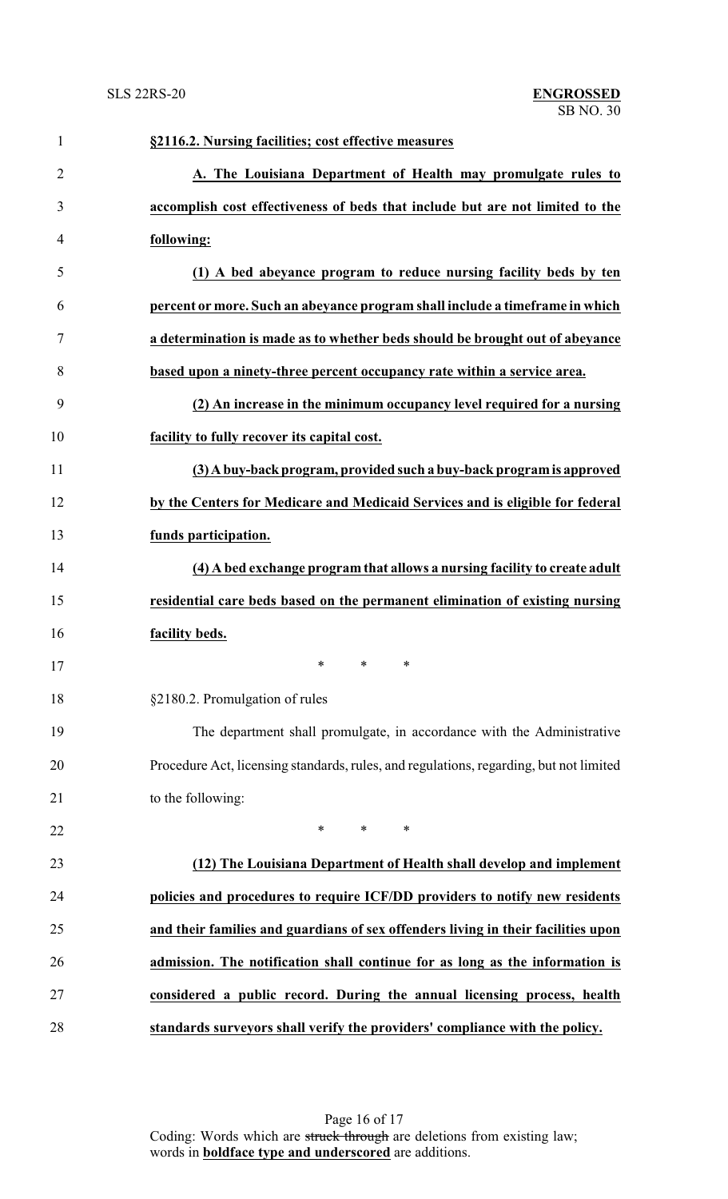**§2116.2. Nursing facilities; cost effective measures**

**A. The Louisiana Department of Health may promulgate rules to accomplish cost effectiveness of beds that include but are not limited to the following:**

**(1) A bed abeyance program to reduce nursing facility beds by ten percent or more. Such an abeyance program shall include a timeframe in which a determination is made as to whether beds should be brought out of abeyance based upon a ninety-three percent occupancy rate within a service area.**

**(2) An increase in the minimum occupancy level required for a nursing facility to fully recover its capital cost.**

**(3) A buy-back program, provided such a buy-back program is approved by the Centers for Medicare and Medicaid Services and is eligible for federal funds participation.**

**(4) A bed exchange program that allows a nursing facility to create adult residential care beds based on the permanent elimination of existing nursing facility beds.**

\* \* \*

§2180.2. Promulgation of rules

The department shall promulgate, in accordance with the Administrative Procedure Act, licensing standards, rules, and regulations, regarding, but not limited to the following:

\* \* \*

**(12) The Louisiana Department of Health shall develop and implement policies and procedures to require ICF/DD providers to notify new residents and their families and guardians of sex offenders living in their facilities upon admission. The notification shall continue for as long as the information is considered a public record. During the annual licensing process, health standards surveyors shall verify the providers' compliance with the policy.**

Coding: Words which are ~~struck through~~ are deletions from existing law; words in **boldface type and underscored** are additions.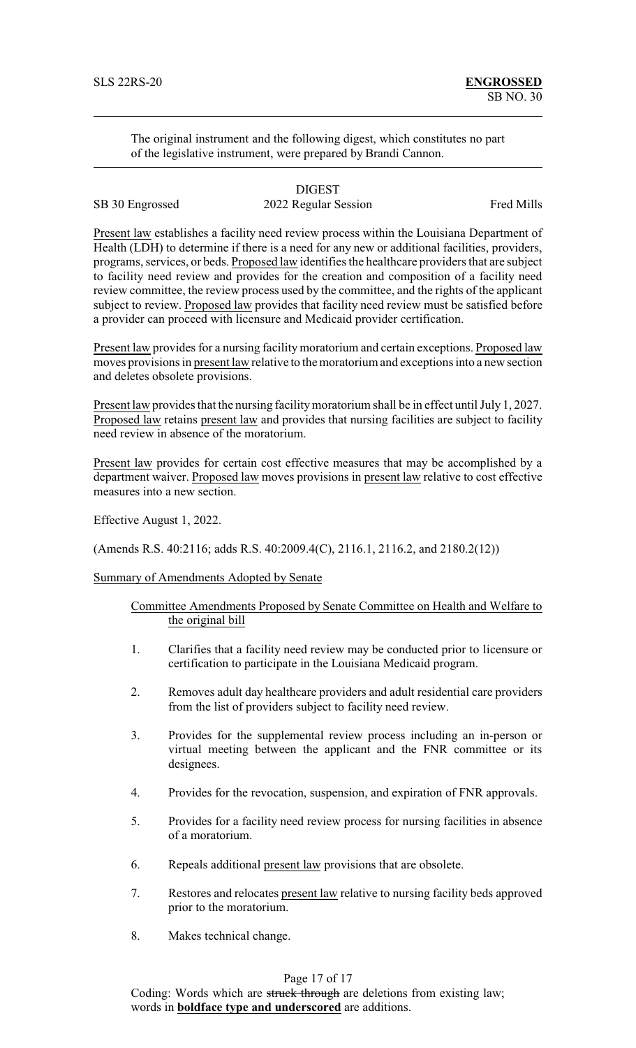The original instrument and the following digest, which constitutes no part of the legislative instrument, were prepared by Brandi Cannon.

DIGEST

SB 30 Engrossed 2022 Regular Session Fred Mills

Present law establishes a facility need review process within the Louisiana Department of Health (LDH) to determine if there is a need for any new or additional facilities, providers, programs, services, or beds. Proposed law identifies the healthcare providers that are subject to facility need review and provides for the creation and composition of a facility need review committee, the review process used by the committee, and the rights of the applicant subject to review. Proposed law provides that facility need review must be satisfied before a provider can proceed with licensure and Medicaid provider certification.

Present law provides for a nursing facility moratorium and certain exceptions. Proposed law moves provisions in present law relative to the moratorium and exceptions into a new section and deletes obsolete provisions.

Present law provides that the nursing facility moratorium shall be in effect until July 1, 2027. Proposed law retains present law and provides that nursing facilities are subject to facility need review in absence of the moratorium.

Present law provides for certain cost effective measures that may be accomplished by a department waiver. Proposed law moves provisions in present law relative to cost effective measures into a new section.

Effective August 1, 2022.

(Amends R.S. 40:2116; adds R.S. 40:2009.4(C), 2116.1, 2116.2, and 2180.2(12))

Summary of Amendments Adopted by Senate

Committee Amendments Proposed by Senate Committee on Health and Welfare to the original bill

1. Clarifies that a facility need review may be conducted prior to licensure or certification to participate in the Louisiana Medicaid program.
2. Removes adult day healthcare providers and adult residential care providers from the list of providers subject to facility need review.
3. Provides for the supplemental review process including an in-person or virtual meeting between the applicant and the FNR committee or its designees.
4. Provides for the revocation, suspension, and expiration of FNR approvals.
5. Provides for a facility need review process for nursing facilities in absence of a moratorium.
6. Repeals additional present law provisions that are obsolete.
7. Restores and relocates present law relative to nursing facility beds approved prior to the moratorium.
8. Makes technical change.

Coding: Words which are ~~struck through~~ are deletions from existing law; words in **boldface type and underscored** are additions.